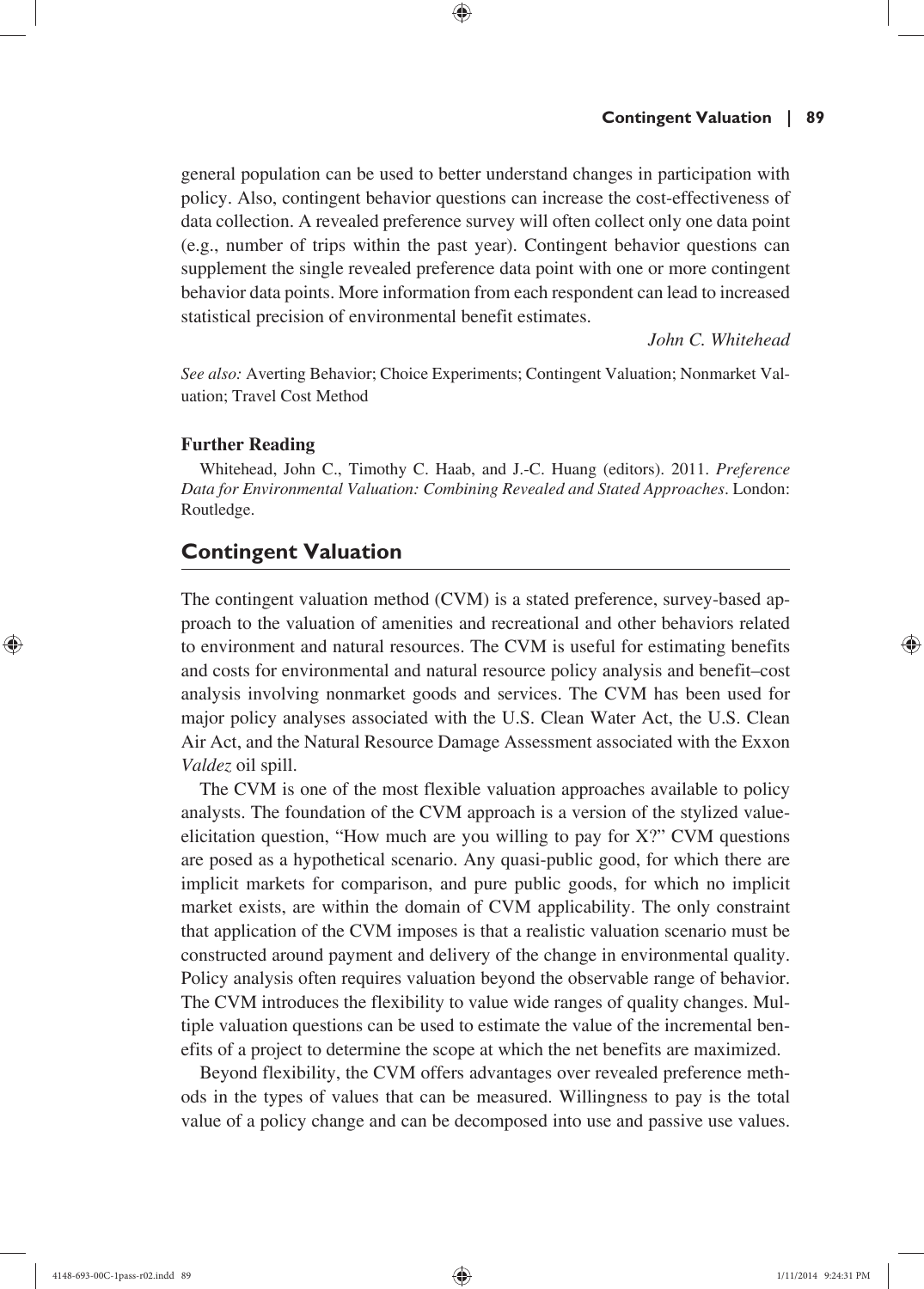general population can be used to better understand changes in participation with policy. Also, contingent behavior questions can increase the cost-effectiveness of data collection. A revealed preference survey will often collect only one data point (e.g., number of trips within the past year). Contingent behavior questions can supplement the single revealed preference data point with one or more contingent behavior data points. More information from each respondent can lead to increased statistical precision of environmental benefit estimates.

*John C. Whitehead*

*See also:* Averting Behavior; Choice Experiments; Contingent Valuation; Nonmarket Valuation; Travel Cost Method

### Further Reading

Whitehead, John C., Timothy C. Haab, and J.-C. Huang (editors). 2011. *Preference Data for Environmental Valuation: Combining Revealed and Stated Approaches*. London: Routledge.

## Contingent Valuation

The contingent valuation method (CVM) is a stated preference, survey-based approach to the valuation of amenities and recreational and other behaviors related to environment and natural resources. The CVM is useful for estimating benefits and costs for environmental and natural resource policy analysis and benefit–cost analysis involving nonmarket goods and services. The CVM has been used for major policy analyses associated with the U.S. Clean Water Act, the U.S. Clean Air Act, and the Natural Resource Damage Assessment associated with the Exxon *Valdez* oil spill.

The CVM is one of the most flexible valuation approaches available to policy analysts. The foundation of the CVM approach is a version of the stylized value-elicitation question, "How much are you willing to pay for X?" CVM questions are posed as a hypothetical scenario. Any quasi-public good, for which there are implicit markets for comparison, and pure public goods, for which no implicit market exists, are within the domain of CVM applicability. The only constraint that application of the CVM imposes is that a realistic valuation scenario must be constructed around payment and delivery of the change in environmental quality. Policy analysis often requires valuation beyond the observable range of behavior. The CVM introduces the flexibility to value wide ranges of quality changes. Multiple valuation questions can be used to estimate the value of the incremental benefits of a project to determine the scope at which the net benefits are maximized.

Beyond flexibility, the CVM offers advantages over revealed preference methods in the types of values that can be measured. Willingness to pay is the total value of a policy change and can be decomposed into use and passive use values.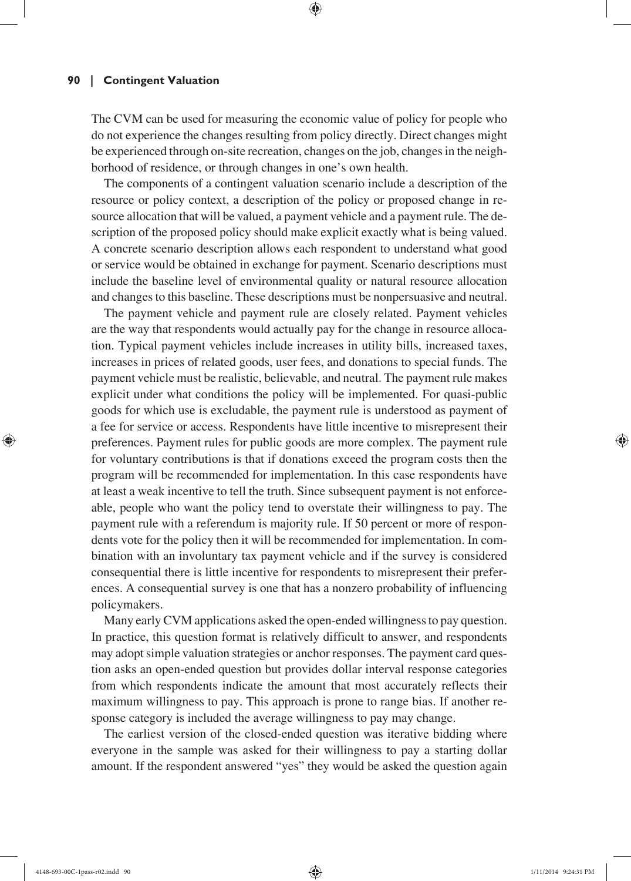The CVM can be used for measuring the economic value of policy for people who do not experience the changes resulting from policy directly. Direct changes might be experienced through on-site recreation, changes on the job, changes in the neighborhood of residence, or through changes in one's own health.

The components of a contingent valuation scenario include a description of the resource or policy context, a description of the policy or proposed change in resource allocation that will be valued, a payment vehicle and a payment rule. The description of the proposed policy should make explicit exactly what is being valued. A concrete scenario description allows each respondent to understand what good or service would be obtained in exchange for payment. Scenario descriptions must include the baseline level of environmental quality or natural resource allocation and changes to this baseline. These descriptions must be nonpersuasive and neutral.

The payment vehicle and payment rule are closely related. Payment vehicles are the way that respondents would actually pay for the change in resource allocation. Typical payment vehicles include increases in utility bills, increased taxes, increases in prices of related goods, user fees, and donations to special funds. The payment vehicle must be realistic, believable, and neutral. The payment rule makes explicit under what conditions the policy will be implemented. For quasi-public goods for which use is excludable, the payment rule is understood as payment of a fee for service or access. Respondents have little incentive to misrepresent their preferences. Payment rules for public goods are more complex. The payment rule for voluntary contributions is that if donations exceed the program costs then the program will be recommended for implementation. In this case respondents have at least a weak incentive to tell the truth. Since subsequent payment is not enforceable, people who want the policy tend to overstate their willingness to pay. The payment rule with a referendum is majority rule. If 50 percent or more of respondents vote for the policy then it will be recommended for implementation. In combination with an involuntary tax payment vehicle and if the survey is considered consequential there is little incentive for respondents to misrepresent their preferences. A consequential survey is one that has a nonzero probability of influencing policymakers.

Many early CVM applications asked the open-ended willingness to pay question. In practice, this question format is relatively difficult to answer, and respondents may adopt simple valuation strategies or anchor responses. The payment card question asks an open-ended question but provides dollar interval response categories from which respondents indicate the amount that most accurately reflects their maximum willingness to pay. This approach is prone to range bias. If another response category is included the average willingness to pay may change.

The earliest version of the closed-ended question was iterative bidding where everyone in the sample was asked for their willingness to pay a starting dollar amount. If the respondent answered "yes" they would be asked the question again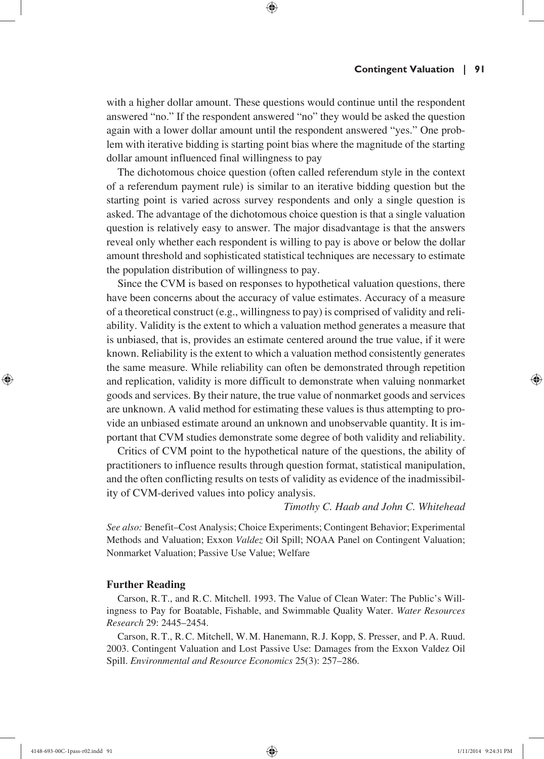with a higher dollar amount. These questions would continue until the respondent answered "no." If the respondent answered "no" they would be asked the question again with a lower dollar amount until the respondent answered "yes." One problem with iterative bidding is starting point bias where the magnitude of the starting dollar amount influenced final willingness to pay

The dichotomous choice question (often called referendum style in the context of a referendum payment rule) is similar to an iterative bidding question but the starting point is varied across survey respondents and only a single question is asked. The advantage of the dichotomous choice question is that a single valuation question is relatively easy to answer. The major disadvantage is that the answers reveal only whether each respondent is willing to pay is above or below the dollar amount threshold and sophisticated statistical techniques are necessary to estimate the population distribution of willingness to pay.

Since the CVM is based on responses to hypothetical valuation questions, there have been concerns about the accuracy of value estimates. Accuracy of a measure of a theoretical construct (e.g., willingness to pay) is comprised of validity and reliability. Validity is the extent to which a valuation method generates a measure that is unbiased, that is, provides an estimate centered around the true value, if it were known. Reliability is the extent to which a valuation method consistently generates the same measure. While reliability can often be demonstrated through repetition and replication, validity is more difficult to demonstrate when valuing nonmarket goods and services. By their nature, the true value of nonmarket goods and services are unknown. A valid method for estimating these values is thus attempting to provide an unbiased estimate around an unknown and unobservable quantity. It is important that CVM studies demonstrate some degree of both validity and reliability.

Critics of CVM point to the hypothetical nature of the questions, the ability of practitioners to influence results through question format, statistical manipulation, and the often conflicting results on tests of validity as evidence of the inadmissibility of CVM-derived values into policy analysis.

*Timothy C. Haab and John C. Whitehead*

*See also:* Benefit–Cost Analysis; Choice Experiments; Contingent Behavior; Experimental Methods and Valuation; Exxon *Valdez* Oil Spill; NOAA Panel on Contingent Valuation; Nonmarket Valuation; Passive Use Value; Welfare

## Further Reading

Carson, R.T., and R.C. Mitchell. 1993. The Value of Clean Water: The Public's Willingness to Pay for Boatable, Fishable, and Swimmable Quality Water. *Water Resources Research* 29: 2445–2454.

Carson, R.T., R.C. Mitchell, W.M. Hanemann, R.J. Kopp, S. Presser, and P.A. Ruud. 2003. Contingent Valuation and Lost Passive Use: Damages from the Exxon Valdez Oil Spill. *Environmental and Resource Economics* 25(3): 257–286.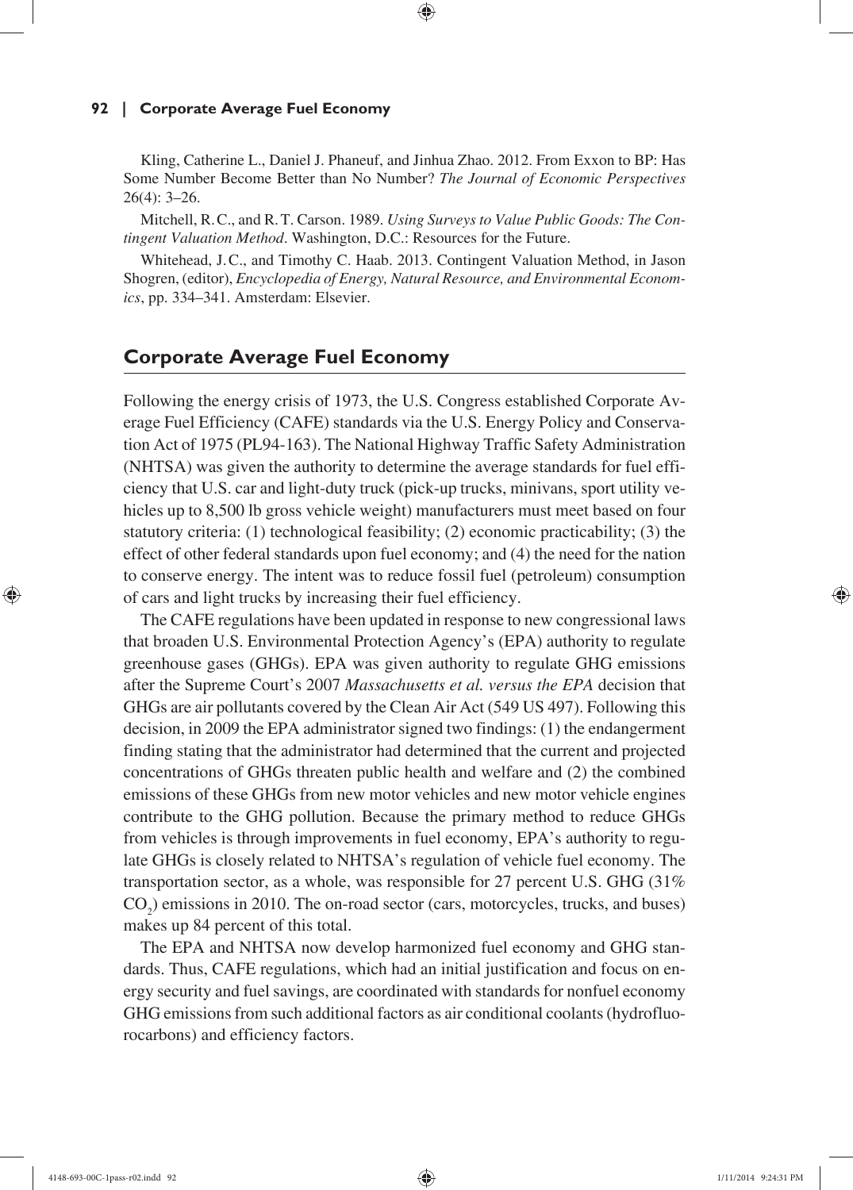Kling, Catherine L., Daniel J. Phaneuf, and Jinhua Zhao. 2012. From Exxon to BP: Has Some Number Become Better than No Number? *The Journal of Economic Perspectives* 26(4): 3–26.

Mitchell, R. C., and R. T. Carson. 1989. *Using Surveys to Value Public Goods: The Contingent Valuation Method*. Washington, D.C.: Resources for the Future.

Whitehead, J. C., and Timothy C. Haab. 2013. Contingent Valuation Method, in Jason Shogren, (editor), *Encyclopedia of Energy, Natural Resource, and Environmental Economics*, pp. 334–341. Amsterdam: Elsevier.

## Corporate Average Fuel Economy

Following the energy crisis of 1973, the U.S. Congress established Corporate Average Fuel Efficiency (CAFE) standards via the U.S. Energy Policy and Conservation Act of 1975 (PL94-163). The National Highway Traffic Safety Administration (NHTSA) was given the authority to determine the average standards for fuel efficiency that U.S. car and light-duty truck (pick-up trucks, minivans, sport utility vehicles up to 8,500 lb gross vehicle weight) manufacturers must meet based on four statutory criteria: (1) technological feasibility; (2) economic practicability; (3) the effect of other federal standards upon fuel economy; and (4) the need for the nation to conserve energy. The intent was to reduce fossil fuel (petroleum) consumption of cars and light trucks by increasing their fuel efficiency.

The CAFE regulations have been updated in response to new congressional laws that broaden U.S. Environmental Protection Agency's (EPA) authority to regulate greenhouse gases (GHGs). EPA was given authority to regulate GHG emissions after the Supreme Court's 2007 *Massachusetts et al. versus the EPA* decision that GHGs are air pollutants covered by the Clean Air Act (549 US 497). Following this decision, in 2009 the EPA administrator signed two findings: (1) the endangerment finding stating that the administrator had determined that the current and projected concentrations of GHGs threaten public health and welfare and (2) the combined emissions of these GHGs from new motor vehicles and new motor vehicle engines contribute to the GHG pollution. Because the primary method to reduce GHGs from vehicles is through improvements in fuel economy, EPA's authority to regulate GHGs is closely related to NHTSA's regulation of vehicle fuel economy. The transportation sector, as a whole, was responsible for 27 percent U.S. GHG (31% $CO_2$) emissions in 2010. The on-road sector (cars, motorcycles, trucks, and buses) makes up 84 percent of this total.

The EPA and NHTSA now develop harmonized fuel economy and GHG standards. Thus, CAFE regulations, which had an initial justification and focus on energy security and fuel savings, are coordinated with standards for nonfuel economy GHG emissions from such additional factors as air conditional coolants (hydrofluorocarbons) and efficiency factors.